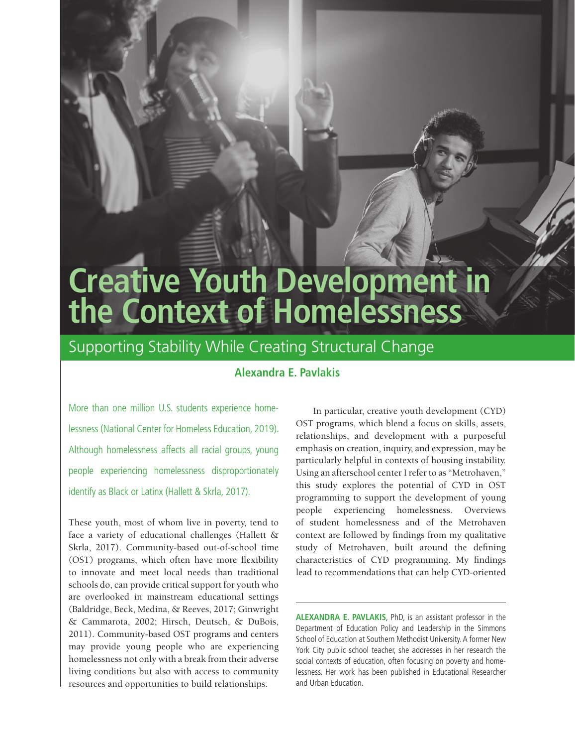# Creative Youth Development in the Context of Homelessness

## Supporting Stability While Creating Structural Change

**Alexandra E. Pavlakis**

More than one million U.S. students experience homelessness (National Center for Homeless Education, 2019). Although homelessness affects all racial groups, young people experiencing homelessness disproportionately identify as Black or Latinx (Hallett & Skrla, 2017).

These youth, most of whom live in poverty, tend to face a variety of educational challenges (Hallett & Skrla, 2017). Community-based out-of-school time (OST) programs, which often have more flexibility to innovate and meet local needs than traditional schools do, can provide critical support for youth who are overlooked in mainstream educational settings (Baldridge, Beck, Medina, & Reeves, 2017; Ginwright & Cammarota, 2002; Hirsch, Deutsch, & DuBois, 2011). Community-based OST programs and centers may provide young people who are experiencing homelessness not only with a break from their adverse living conditions but also with access to community resources and opportunities to build relationships.

In particular, creative youth development (CYD) OST programs, which blend a focus on skills, assets, relationships, and development with a purposeful emphasis on creation, inquiry, and expression, may be particularly helpful in contexts of housing instability. Using an afterschool center I refer to as "Metrohaven," this study explores the potential of CYD in OST programming to support the development of young people experiencing homelessness. Overviews of student homelessness and of the Metrohaven context are followed by findings from my qualitative study of Metrohaven, built around the defining characteristics of CYD programming. My findings lead to recommendations that can help CYD-oriented

---

**ALEXANDRA E. PAVLAKIS**, PhD, is an assistant professor in the Department of Education Policy and Leadership in the Simmons School of Education at Southern Methodist University. A former New York City public school teacher, she addresses in her research the social contexts of education, often focusing on poverty and homelessness. Her work has been published in Educational Researcher and Urban Education.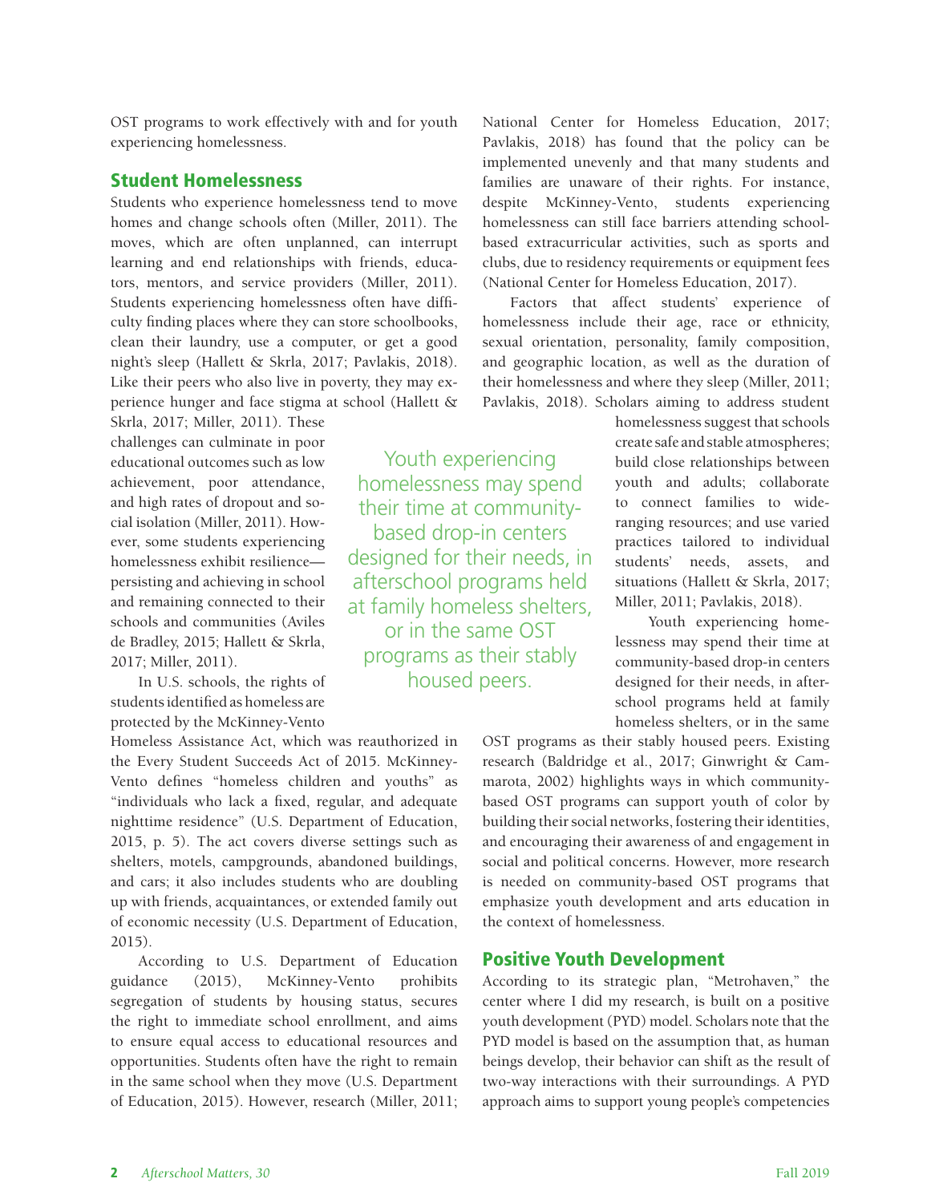OST programs to work effectively with and for youth experiencing homelessness.

## Student Homelessness

Students who experience homelessness tend to move homes and change schools often (Miller, 2011). The moves, which are often unplanned, can interrupt learning and end relationships with friends, educators, mentors, and service providers (Miller, 2011). Students experiencing homelessness often have difficulty finding places where they can store schoolbooks, clean their laundry, use a computer, or get a good night's sleep (Hallett & Skrla, 2017; Pavlakis, 2018). Like their peers who also live in poverty, they may experience hunger and face stigma at school (Hallett & Skrla, 2017; Miller, 2011). These challenges can culminate in poor educational outcomes such as low achievement, poor attendance, and high rates of dropout and social isolation (Miller, 2011). However, some students experiencing homelessness exhibit resilience—persisting and achieving in school and remaining connected to their schools and communities (Aviles de Bradley, 2015; Hallett & Skrla, 2017; Miller, 2011).

In U.S. schools, the rights of students identified as homeless are protected by the McKinney-Vento Homeless Assistance Act, which was reauthorized in the Every Student Succeeds Act of 2015. McKinney-Vento defines "homeless children and youths" as "individuals who lack a fixed, regular, and adequate nighttime residence" (U.S. Department of Education, 2015, p. 5). The act covers diverse settings such as shelters, motels, campgrounds, abandoned buildings, and cars; it also includes students who are doubling up with friends, acquaintances, or extended family out of economic necessity (U.S. Department of Education, 2015).

According to U.S. Department of Education guidance (2015), McKinney-Vento prohibits segregation of students by housing status, secures the right to immediate school enrollment, and aims to ensure equal access to educational resources and opportunities. Students often have the right to remain in the same school when they move (U.S. Department of Education, 2015). However, research (Miller, 2011; National Center for Homeless Education, 2017; Pavlakis, 2018) has found that the policy can be implemented unevenly and that many students and families are unaware of their rights. For instance, despite McKinney-Vento, students experiencing homelessness can still face barriers attending school-based extracurricular activities, such as sports and clubs, due to residency requirements or equipment fees (National Center for Homeless Education, 2017).

Factors that affect students' experience of homelessness include their age, race or ethnicity, sexual orientation, personality, family composition, and geographic location, as well as the duration of their homelessness and where they sleep (Miller, 2011; Pavlakis, 2018). Scholars aiming to address student homelessness suggest that schools create safe and stable atmospheres; build close relationships between youth and adults; collaborate to connect families to wide-ranging resources; and use varied practices tailored to individual students' needs, assets, and situations (Hallett & Skrla, 2017; Miller, 2011; Pavlakis, 2018).

> Youth experiencing homelessness may spend their time at community-based drop-in centers designed for their needs, in afterschool programs held at family homeless shelters, or in the same OST programs as their stably housed peers.

Youth experiencing homelessness may spend their time at community-based drop-in centers designed for their needs, in afterschool programs held at family homeless shelters, or in the same OST programs as their stably housed peers. Existing research (Baldridge et al., 2017; Ginwright & Cammarota, 2002) highlights ways in which community-based OST programs can support youth of color by building their social networks, fostering their identities, and encouraging their awareness of and engagement in social and political concerns. However, more research is needed on community-based OST programs that emphasize youth development and arts education in the context of homelessness.

## Positive Youth Development

According to its strategic plan, "Metrohaven," the center where I did my research, is built on a positive youth development (PYD) model. Scholars note that the PYD model is based on the assumption that, as human beings develop, their behavior can shift as the result of two-way interactions with their surroundings. A PYD approach aims to support young people's competencies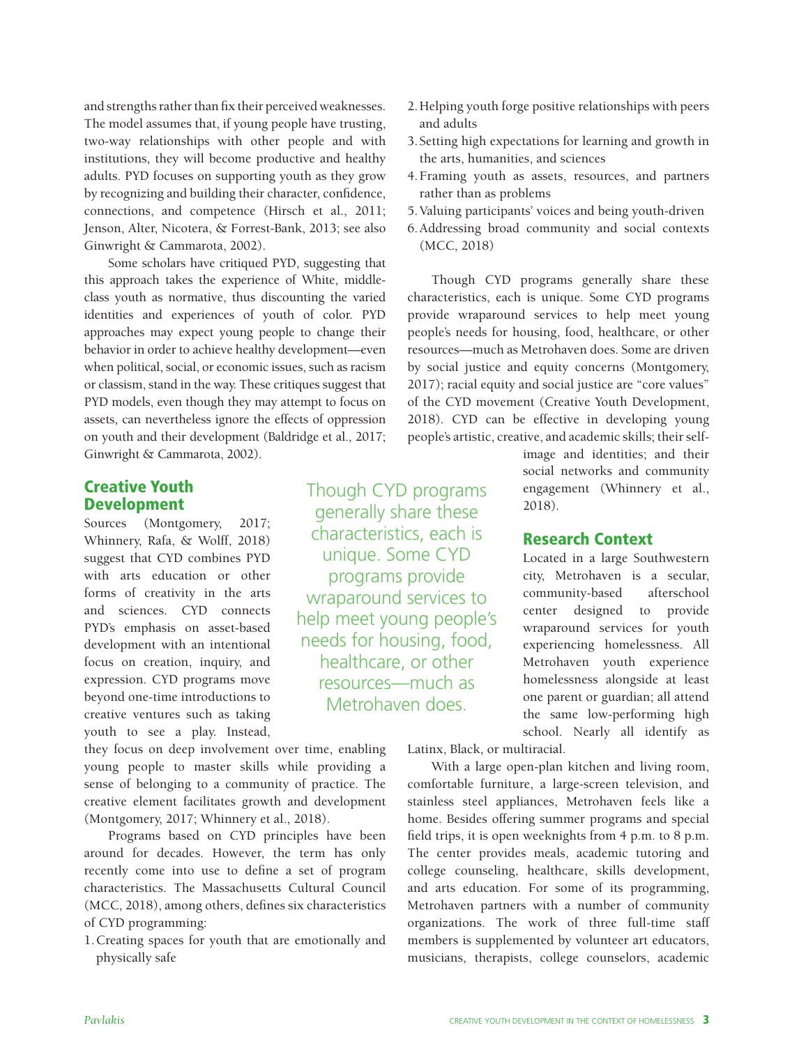and strengths rather than fix their perceived weaknesses. The model assumes that, if young people have trusting, two-way relationships with other people and with institutions, they will become productive and healthy adults. PYD focuses on supporting youth as they grow by recognizing and building their character, confidence, connections, and competence (Hirsch et al., 2011; Jenson, Alter, Nicotera, & Forrest-Bank, 2013; see also Ginwright & Cammarota, 2002).

Some scholars have critiqued PYD, suggesting that this approach takes the experience of White, middle-class youth as normative, thus discounting the varied identities and experiences of youth of color. PYD approaches may expect young people to change their behavior in order to achieve healthy development—even when political, social, or economic issues, such as racism or classism, stand in the way. These critiques suggest that PYD models, even though they may attempt to focus on assets, can nevertheless ignore the effects of oppression on youth and their development (Baldridge et al., 2017; Ginwright & Cammarota, 2002).

## Creative Youth Development

Sources (Montgomery, 2017; Whinnery, Rafa, & Wolff, 2018) suggest that CYD combines PYD with arts education or other forms of creativity in the arts and sciences. CYD connects PYD's emphasis on asset-based development with an intentional focus on creation, inquiry, and expression. CYD programs move beyond one-time introductions to creative ventures such as taking youth to see a play. Instead, they focus on deep involvement over time, enabling young people to master skills while providing a sense of belonging to a community of practice. The creative element facilitates growth and development (Montgomery, 2017; Whinnery et al., 2018).

Programs based on CYD principles have been around for decades. However, the term has only recently come into use to define a set of program characteristics. The Massachusetts Cultural Council (MCC, 2018), among others, defines six characteristics of CYD programming:

1. Creating spaces for youth that are emotionally and physically safe
2. Helping youth forge positive relationships with peers and adults
3. Setting high expectations for learning and growth in the arts, humanities, and sciences
4. Framing youth as assets, resources, and partners rather than as problems
5. Valuing participants' voices and being youth-driven
6. Addressing broad community and social contexts (MCC, 2018)

Though CYD programs generally share these characteristics, each is unique. Some CYD programs provide wraparound services to help meet young people's needs for housing, food, healthcare, or other resources—much as Metrohaven does. Some are driven by social justice and equity concerns (Montgomery, 2017); racial equity and social justice are "core values" of the CYD movement (Creative Youth Development, 2018). CYD can be effective in developing young people's artistic, creative, and academic skills; their self-image and identities; and their social networks and community engagement (Whinnery et al., 2018).

> Though CYD programs generally share these characteristics, each is unique. Some CYD programs provide wraparound services to help meet young people's needs for housing, food, healthcare, or other resources—much as Metrohaven does.

## Research Context

Located in a large Southwestern city, Metrohaven is a secular, community-based afterschool center designed to provide wraparound services for youth experiencing homelessness. All Metrohaven youth experience homelessness alongside at least one parent or guardian; all attend the same low-performing high school. Nearly all identify as Latinx, Black, or multiracial.

With a large open-plan kitchen and living room, comfortable furniture, a large-screen television, and stainless steel appliances, Metrohaven feels like a home. Besides offering summer programs and special field trips, it is open weeknights from 4 p.m. to 8 p.m. The center provides meals, academic tutoring and college counseling, healthcare, skills development, and arts education. For some of its programming, Metrohaven partners with a number of community organizations. The work of three full-time staff members is supplemented by volunteer art educators, musicians, therapists, college counselors, academic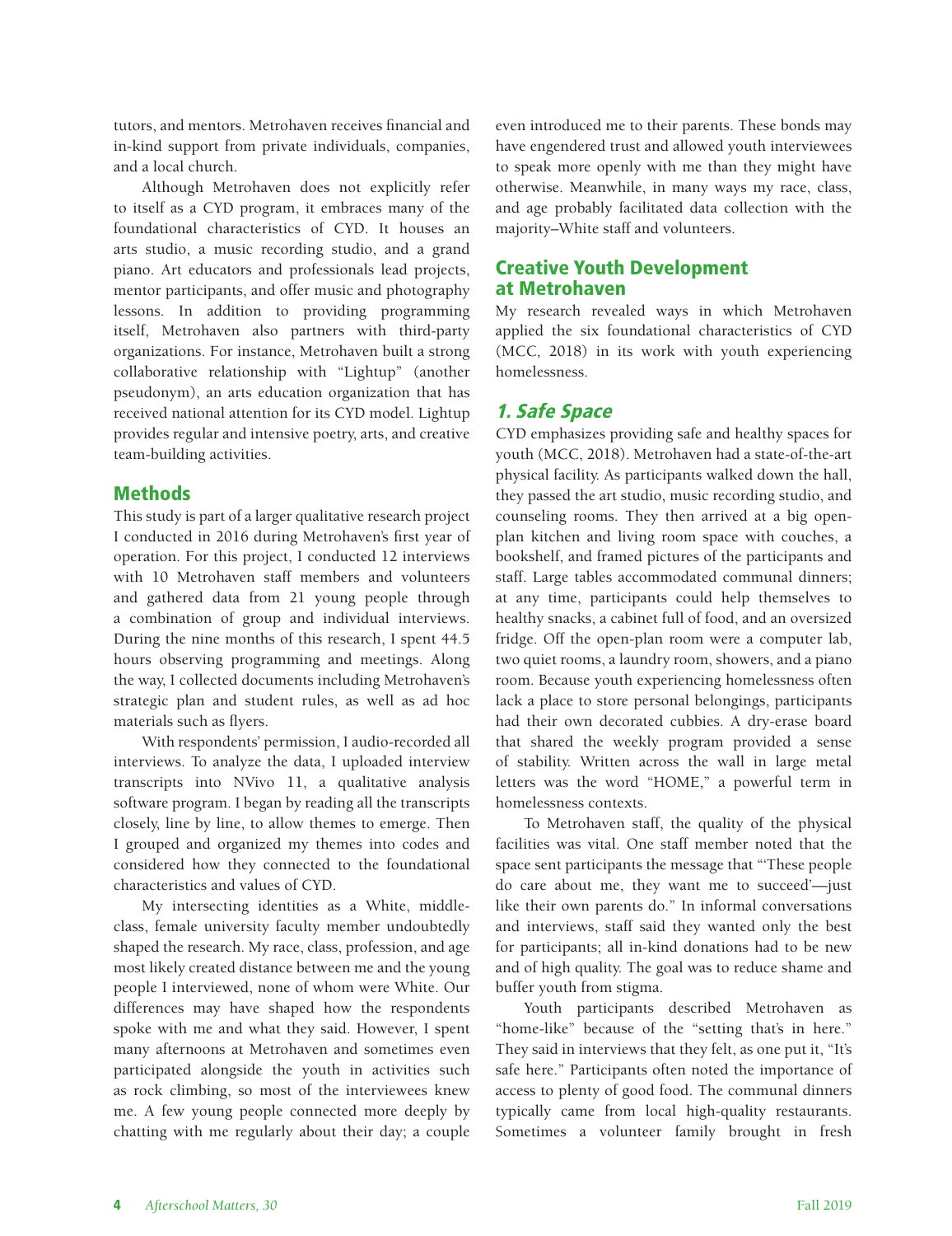tutors, and mentors. Metrohaven receives financial and in-kind support from private individuals, companies, and a local church.

Although Metrohaven does not explicitly refer to itself as a CYD program, it embraces many of the foundational characteristics of CYD. It houses an arts studio, a music recording studio, and a grand piano. Art educators and professionals lead projects, mentor participants, and offer music and photography lessons. In addition to providing programming itself, Metrohaven also partners with third-party organizations. For instance, Metrohaven built a strong collaborative relationship with "Lightup" (another pseudonym), an arts education organization that has received national attention for its CYD model. Lightup provides regular and intensive poetry, arts, and creative team-building activities.

## Methods

This study is part of a larger qualitative research project I conducted in 2016 during Metrohaven's first year of operation. For this project, I conducted 12 interviews with 10 Metrohaven staff members and volunteers and gathered data from 21 young people through a combination of group and individual interviews. During the nine months of this research, I spent 44.5 hours observing programming and meetings. Along the way, I collected documents including Metrohaven's strategic plan and student rules, as well as ad hoc materials such as flyers.

With respondents' permission, I audio-recorded all interviews. To analyze the data, I uploaded interview transcripts into NVivo 11, a qualitative analysis software program. I began by reading all the transcripts closely, line by line, to allow themes to emerge. Then I grouped and organized my themes into codes and considered how they connected to the foundational characteristics and values of CYD.

My intersecting identities as a White, middle-class, female university faculty member undoubtedly shaped the research. My race, class, profession, and age most likely created distance between me and the young people I interviewed, none of whom were White. Our differences may have shaped how the respondents spoke with me and what they said. However, I spent many afternoons at Metrohaven and sometimes even participated alongside the youth in activities such as rock climbing, so most of the interviewees knew me. A few young people connected more deeply by chatting with me regularly about their day; a couple even introduced me to their parents. These bonds may have engendered trust and allowed youth interviewees to speak more openly with me than they might have otherwise. Meanwhile, in many ways my race, class, and age probably facilitated data collection with the majority–White staff and volunteers.

## Creative Youth Development at Metrohaven

My research revealed ways in which Metrohaven applied the six foundational characteristics of CYD (MCC, 2018) in its work with youth experiencing homelessness.

### *1. Safe Space*

CYD emphasizes providing safe and healthy spaces for youth (MCC, 2018). Metrohaven had a state-of-the-art physical facility. As participants walked down the hall, they passed the art studio, music recording studio, and counseling rooms. They then arrived at a big open-plan kitchen and living room space with couches, a bookshelf, and framed pictures of the participants and staff. Large tables accommodated communal dinners; at any time, participants could help themselves to healthy snacks, a cabinet full of food, and an oversized fridge. Off the open-plan room were a computer lab, two quiet rooms, a laundry room, showers, and a piano room. Because youth experiencing homelessness often lack a place to store personal belongings, participants had their own decorated cubbies. A dry-erase board that shared the weekly program provided a sense of stability. Written across the wall in large metal letters was the word "HOME," a powerful term in homelessness contexts.

To Metrohaven staff, the quality of the physical facilities was vital. One staff member noted that the space sent participants the message that "'These people do care about me, they want me to succeed'—just like their own parents do." In informal conversations and interviews, staff said they wanted only the best for participants; all in-kind donations had to be new and of high quality. The goal was to reduce shame and buffer youth from stigma.

Youth participants described Metrohaven as "home-like" because of the "setting that's in here." They said in interviews that they felt, as one put it, "It's safe here." Participants often noted the importance of access to plenty of good food. The communal dinners typically came from local high-quality restaurants. Sometimes a volunteer family brought in fresh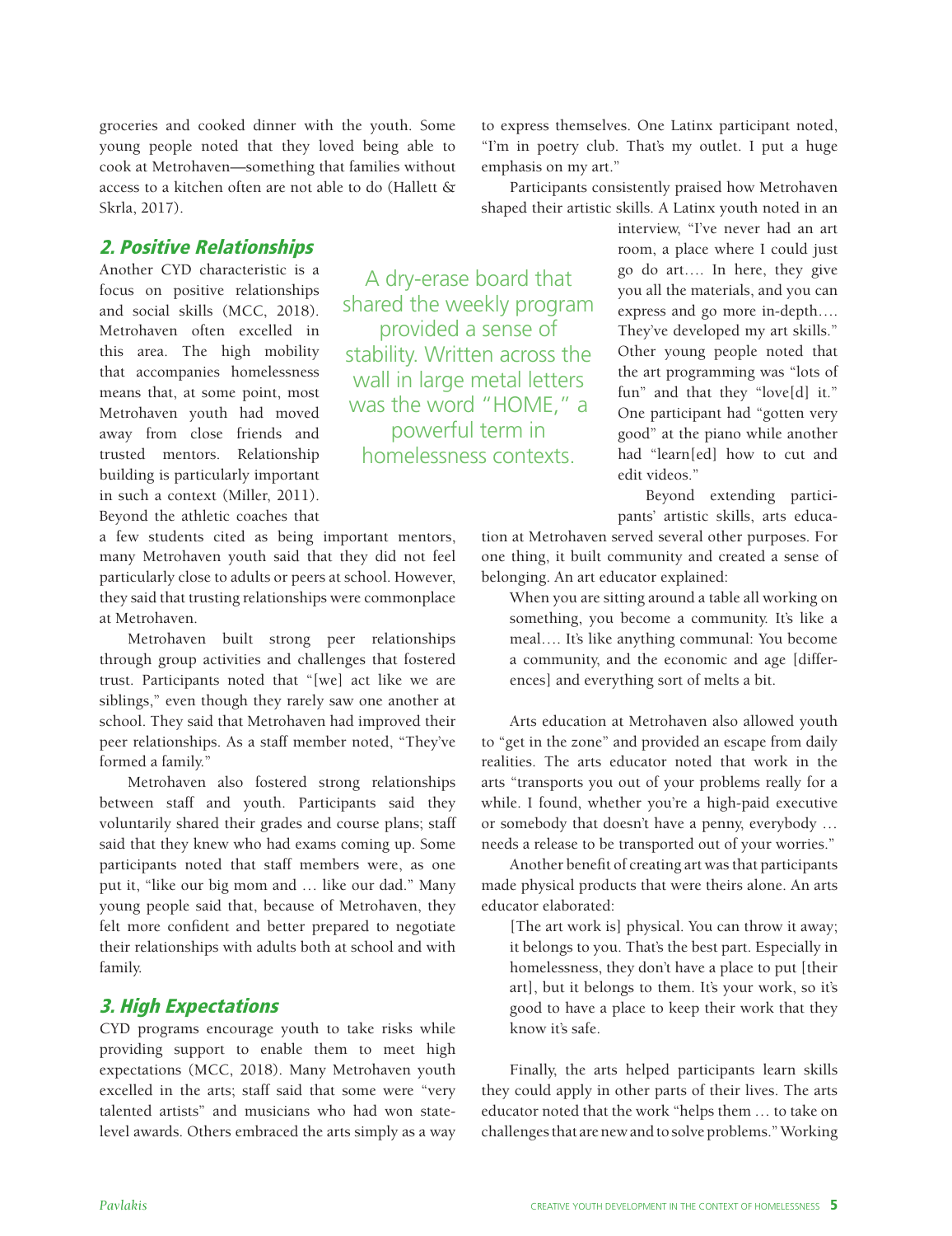groceries and cooked dinner with the youth. Some young people noted that they loved being able to cook at Metrohaven—something that families without access to a kitchen often are not able to do (Hallett & Skrla, 2017).

## *2. Positive Relationships*

Another CYD characteristic is a focus on positive relationships and social skills (MCC, 2018). Metrohaven often excelled in this area. The high mobility that accompanies homelessness means that, at some point, most Metrohaven youth had moved away from close friends and trusted mentors. Relationship building is particularly important in such a context (Miller, 2011). Beyond the athletic coaches that a few students cited as being important mentors, many Metrohaven youth said that they did not feel particularly close to adults or peers at school. However, they said that trusting relationships were commonplace at Metrohaven.

> A dry-erase board that shared the weekly program provided a sense of stability. Written across the wall in large metal letters was the word "HOME," a powerful term in homelessness contexts.

Metrohaven built strong peer relationships through group activities and challenges that fostered trust. Participants noted that "[we] act like we are siblings," even though they rarely saw one another at school. They said that Metrohaven had improved their peer relationships. As a staff member noted, "They've formed a family."

Metrohaven also fostered strong relationships between staff and youth. Participants said they voluntarily shared their grades and course plans; staff said that they knew who had exams coming up. Some participants noted that staff members were, as one put it, "like our big mom and … like our dad." Many young people said that, because of Metrohaven, they felt more confident and better prepared to negotiate their relationships with adults both at school and with family.

## *3. High Expectations*

CYD programs encourage youth to take risks while providing support to enable them to meet high expectations (MCC, 2018). Many Metrohaven youth excelled in the arts; staff said that some were "very talented artists" and musicians who had won state-level awards. Others embraced the arts simply as a way to express themselves. One Latinx participant noted, "I'm in poetry club. That's my outlet. I put a huge emphasis on my art."

Participants consistently praised how Metrohaven shaped their artistic skills. A Latinx youth noted in an interview, "I've never had an art room, a place where I could just go do art…. In here, they give you all the materials, and you can express and go more in-depth…. They've developed my art skills." Other young people noted that the art programming was "lots of fun" and that they "love[d] it." One participant had "gotten very good" at the piano while another had "learn[ed] how to cut and edit videos."

Beyond extending participants' artistic skills, arts education at Metrohaven served several other purposes. For one thing, it built community and created a sense of belonging. An art educator explained:

> When you are sitting around a table all working on something, you become a community. It's like a meal…. It's like anything communal: You become a community, and the economic and age [differences] and everything sort of melts a bit.

Arts education at Metrohaven also allowed youth to "get in the zone" and provided an escape from daily realities. The arts educator noted that work in the arts "transports you out of your problems really for a while. I found, whether you're a high-paid executive or somebody that doesn't have a penny, everybody … needs a release to be transported out of your worries."

Another benefit of creating art was that participants made physical products that were theirs alone. An arts educator elaborated:

> [The art work is] physical. You can throw it away; it belongs to you. That's the best part. Especially in homelessness, they don't have a place to put [their art], but it belongs to them. It's your work, so it's good to have a place to keep their work that they know it's safe.

Finally, the arts helped participants learn skills they could apply in other parts of their lives. The arts educator noted that the work "helps them … to take on challenges that are new and to solve problems." Working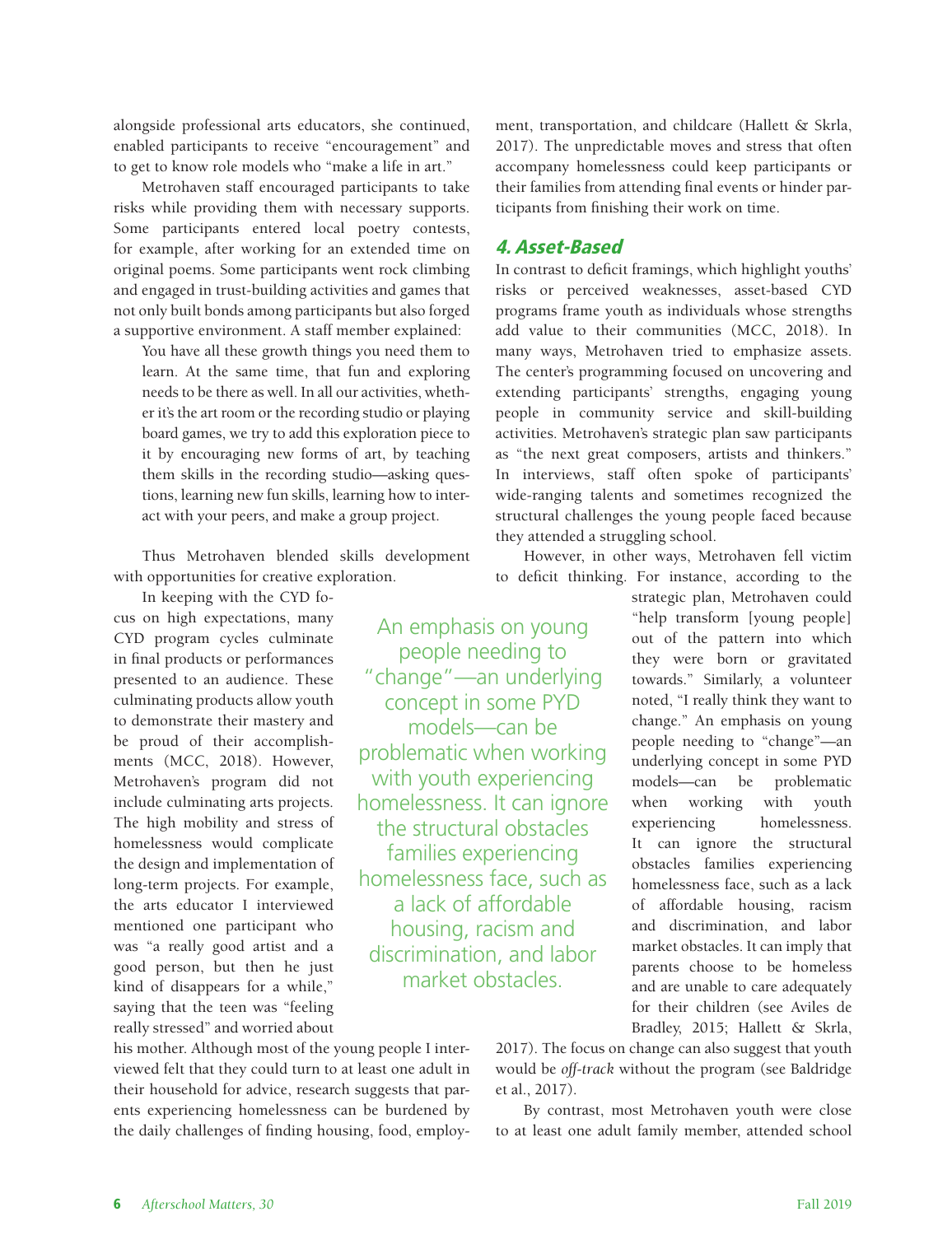alongside professional arts educators, she continued, enabled participants to receive "encouragement" and to get to know role models who "make a life in art."

Metrohaven staff encouraged participants to take risks while providing them with necessary supports. Some participants entered local poetry contests, for example, after working for an extended time on original poems. Some participants went rock climbing and engaged in trust-building activities and games that not only built bonds among participants but also forged a supportive environment. A staff member explained:

> You have all these growth things you need them to learn. At the same time, that fun and exploring needs to be there as well. In all our activities, whether it's the art room or the recording studio or playing board games, we try to add this exploration piece to it by encouraging new forms of art, by teaching them skills in the recording studio—asking questions, learning new fun skills, learning how to interact with your peers, and make a group project.

Thus Metrohaven blended skills development with opportunities for creative exploration.

In keeping with the CYD focus on high expectations, many CYD program cycles culminate in final products or performances presented to an audience. These culminating products allow youth to demonstrate their mastery and be proud of their accomplishments (MCC, 2018). However, Metrohaven's program did not include culminating arts projects. The high mobility and stress of homelessness would complicate the design and implementation of long-term projects. For example, the arts educator I interviewed mentioned one participant who was "a really good artist and a good person, but then he just kind of disappears for a while," saying that the teen was "feeling really stressed" and worried about his mother. Although most of the young people I interviewed felt that they could turn to at least one adult in their household for advice, research suggests that parents experiencing homelessness can be burdened by the daily challenges of finding housing, food, employment, transportation, and childcare (Hallett & Skrla, 2017). The unpredictable moves and stress that often accompany homelessness could keep participants or their families from attending final events or hinder participants from finishing their work on time.

## 4. Asset-Based

In contrast to deficit framings, which highlight youths' risks or perceived weaknesses, asset-based CYD programs frame youth as individuals whose strengths add value to their communities (MCC, 2018). In many ways, Metrohaven tried to emphasize assets. The center's programming focused on uncovering and extending participants' strengths, engaging young people in community service and skill-building activities. Metrohaven's strategic plan saw participants as "the next great composers, artists and thinkers." In interviews, staff often spoke of participants' wide-ranging talents and sometimes recognized the structural challenges the young people faced because they attended a struggling school.

However, in other ways, Metrohaven fell victim to deficit thinking. For instance, according to the strategic plan, Metrohaven could "help transform [young people] out of the pattern into which they were born or gravitated towards." Similarly, a volunteer noted, "I really think they want to change." An emphasis on young people needing to "change"—an underlying concept in some PYD models—can be problematic when working with youth experiencing homelessness. It can ignore the structural obstacles families experiencing homelessness face, such as a lack of affordable housing, racism and discrimination, and labor market obstacles. It can imply that parents choose to be homeless and are unable to care adequately for their children (see Aviles de Bradley, 2015; Hallett & Skrla, 2017). The focus on change can also suggest that youth would be *off-track* without the program (see Baldridge et al., 2017).

> An emphasis on young people needing to "change"—an underlying concept in some PYD models—can be problematic when working with youth experiencing homelessness. It can ignore the structural obstacles families experiencing homelessness face, such as a lack of affordable housing, racism and discrimination, and labor market obstacles.

By contrast, most Metrohaven youth were close to at least one adult family member, attended school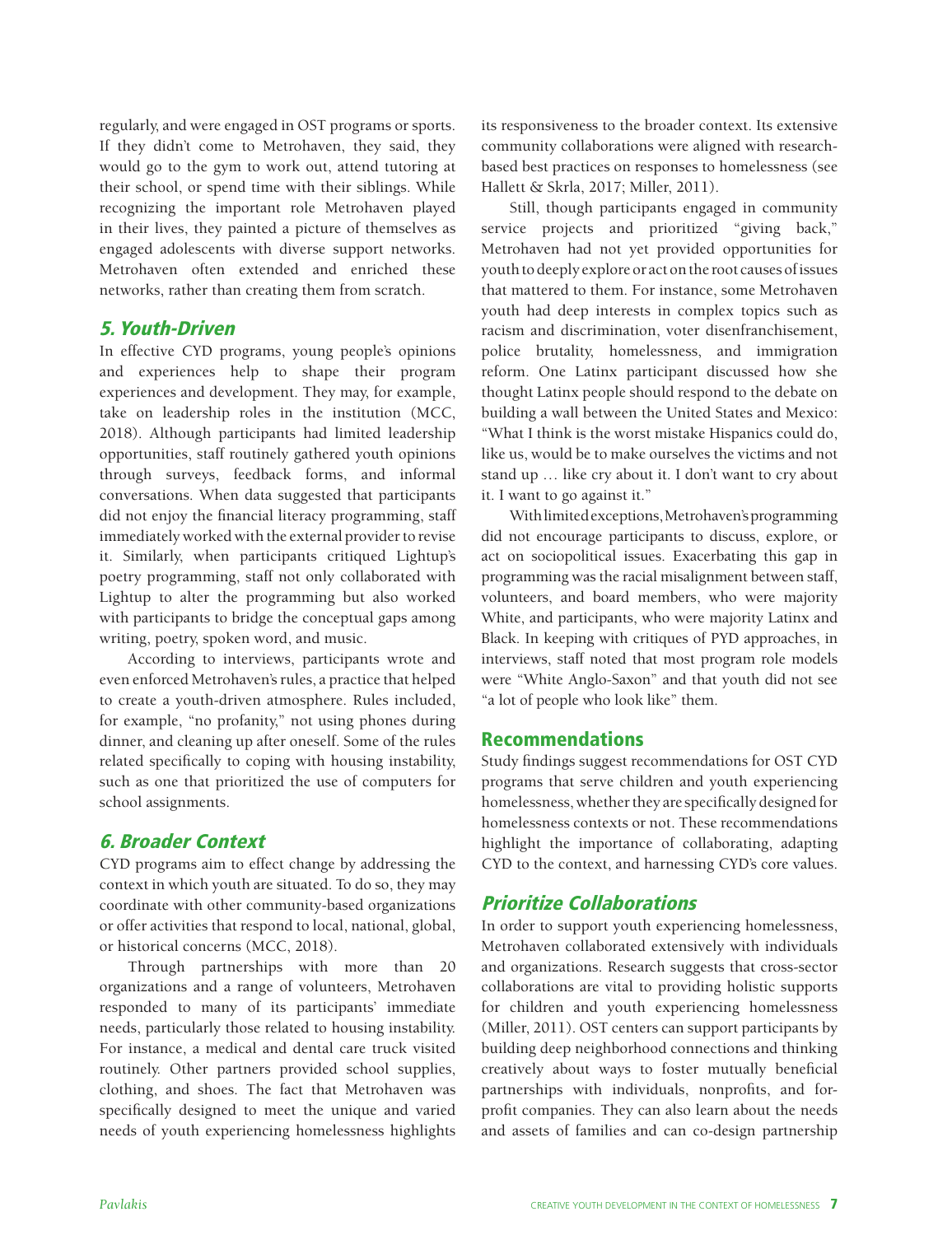regularly, and were engaged in OST programs or sports. If they didn't come to Metrohaven, they said, they would go to the gym to work out, attend tutoring at their school, or spend time with their siblings. While recognizing the important role Metrohaven played in their lives, they painted a picture of themselves as engaged adolescents with diverse support networks. Metrohaven often extended and enriched these networks, rather than creating them from scratch.

### *5. Youth-Driven*

In effective CYD programs, young people's opinions and experiences help to shape their program experiences and development. They may, for example, take on leadership roles in the institution (MCC, 2018). Although participants had limited leadership opportunities, staff routinely gathered youth opinions through surveys, feedback forms, and informal conversations. When data suggested that participants did not enjoy the financial literacy programming, staff immediately worked with the external provider to revise it. Similarly, when participants critiqued Lightup's poetry programming, staff not only collaborated with Lightup to alter the programming but also worked with participants to bridge the conceptual gaps among writing, poetry, spoken word, and music.

According to interviews, participants wrote and even enforced Metrohaven's rules, a practice that helped to create a youth-driven atmosphere. Rules included, for example, "no profanity," not using phones during dinner, and cleaning up after oneself. Some of the rules related specifically to coping with housing instability, such as one that prioritized the use of computers for school assignments.

### *6. Broader Context*

CYD programs aim to effect change by addressing the context in which youth are situated. To do so, they may coordinate with other community-based organizations or offer activities that respond to local, national, global, or historical concerns (MCC, 2018).

Through partnerships with more than 20 organizations and a range of volunteers, Metrohaven responded to many of its participants' immediate needs, particularly those related to housing instability. For instance, a medical and dental care truck visited routinely. Other partners provided school supplies, clothing, and shoes. The fact that Metrohaven was specifically designed to meet the unique and varied needs of youth experiencing homelessness highlights its responsiveness to the broader context. Its extensive community collaborations were aligned with research-based best practices on responses to homelessness (see Hallett & Skrla, 2017; Miller, 2011).

Still, though participants engaged in community service projects and prioritized "giving back," Metrohaven had not yet provided opportunities for youth to deeply explore or act on the root causes of issues that mattered to them. For instance, some Metrohaven youth had deep interests in complex topics such as racism and discrimination, voter disenfranchisement, police brutality, homelessness, and immigration reform. One Latinx participant discussed how she thought Latinx people should respond to the debate on building a wall between the United States and Mexico: "What I think is the worst mistake Hispanics could do, like us, would be to make ourselves the victims and not stand up … like cry about it. I don't want to cry about it. I want to go against it."

With limited exceptions, Metrohaven's programming did not encourage participants to discuss, explore, or act on sociopolitical issues. Exacerbating this gap in programming was the racial misalignment between staff, volunteers, and board members, who were majority White, and participants, who were majority Latinx and Black. In keeping with critiques of PYD approaches, in interviews, staff noted that most program role models were "White Anglo-Saxon" and that youth did not see "a lot of people who look like" them.

## Recommendations

Study findings suggest recommendations for OST CYD programs that serve children and youth experiencing homelessness, whether they are specifically designed for homelessness contexts or not. These recommendations highlight the importance of collaborating, adapting CYD to the context, and harnessing CYD's core values.

### *Prioritize Collaborations*

In order to support youth experiencing homelessness, Metrohaven collaborated extensively with individuals and organizations. Research suggests that cross-sector collaborations are vital to providing holistic supports for children and youth experiencing homelessness (Miller, 2011). OST centers can support participants by building deep neighborhood connections and thinking creatively about ways to foster mutually beneficial partnerships with individuals, nonprofits, and for-profit companies. They can also learn about the needs and assets of families and can co-design partnership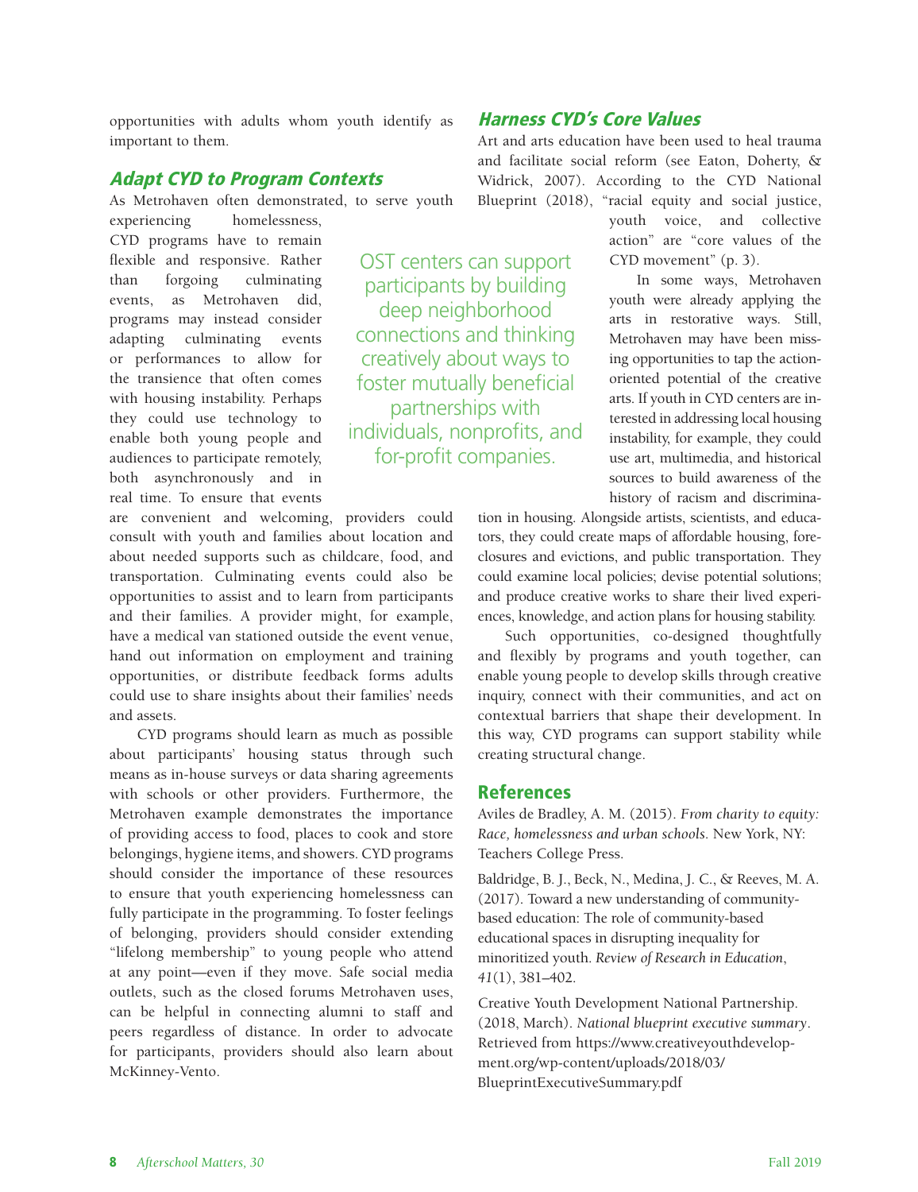opportunities with adults whom youth identify as important to them.

## Adapt CYD to Program Contexts

As Metrohaven often demonstrated, to serve youth experiencing homelessness, CYD programs have to remain flexible and responsive. Rather than forgoing culminating events, as Metrohaven did, programs may instead consider adapting culminating events or performances to allow for the transience that often comes with housing instability. Perhaps they could use technology to enable both young people and audiences to participate remotely, both asynchronously and in real time. To ensure that events are convenient and welcoming, providers could consult with youth and families about location and about needed supports such as childcare, food, and transportation. Culminating events could also be opportunities to assist and to learn from participants and their families. A provider might, for example, have a medical van stationed outside the event venue, hand out information on employment and training opportunities, or distribute feedback forms adults could use to share insights about their families' needs and assets.

CYD programs should learn as much as possible about participants' housing status through such means as in-house surveys or data sharing agreements with schools or other providers. Furthermore, the Metrohaven example demonstrates the importance of providing access to food, places to cook and store belongings, hygiene items, and showers. CYD programs should consider the importance of these resources to ensure that youth experiencing homelessness can fully participate in the programming. To foster feelings of belonging, providers should consider extending "lifelong membership" to young people who attend at any point—even if they move. Safe social media outlets, such as the closed forums Metrohaven uses, can be helpful in connecting alumni to staff and peers regardless of distance. In order to advocate for participants, providers should also learn about McKinney-Vento.

> OST centers can support participants by building deep neighborhood connections and thinking creatively about ways to foster mutually beneficial partnerships with individuals, nonprofits, and for-profit companies.

## Harness CYD's Core Values

Art and arts education have been used to heal trauma and facilitate social reform (see Eaton, Doherty, & Widrick, 2007). According to the CYD National Blueprint (2018), "racial equity and social justice, youth voice, and collective action" are "core values of the CYD movement" (p. 3).

In some ways, Metrohaven youth were already applying the arts in restorative ways. Still, Metrohaven may have been missing opportunities to tap the action-oriented potential of the creative arts. If youth in CYD centers are interested in addressing local housing instability, for example, they could use art, multimedia, and historical sources to build awareness of the history of racism and discrimination in housing. Alongside artists, scientists, and educators, they could create maps of affordable housing, foreclosures and evictions, and public transportation. They could examine local policies; devise potential solutions; and produce creative works to share their lived experiences, knowledge, and action plans for housing stability.

Such opportunities, co-designed thoughtfully and flexibly by programs and youth together, can enable young people to develop skills through creative inquiry, connect with their communities, and act on contextual barriers that shape their development. In this way, CYD programs can support stability while creating structural change.

## References

Aviles de Bradley, A. M. (2015). *From charity to equity: Race, homelessness and urban schools*. New York, NY: Teachers College Press.

Baldridge, B. J., Beck, N., Medina, J. C., & Reeves, M. A. (2017). Toward a new understanding of community-based education: The role of community-based educational spaces in disrupting inequality for minoritized youth. *Review of Research in Education*, *41*(1), 381–402.

Creative Youth Development National Partnership. (2018, March). *National blueprint executive summary*. Retrieved from https://www.creativeyouthdevelopment.org/wp-content/uploads/2018/03/BlueprintExecutiveSummary.pdf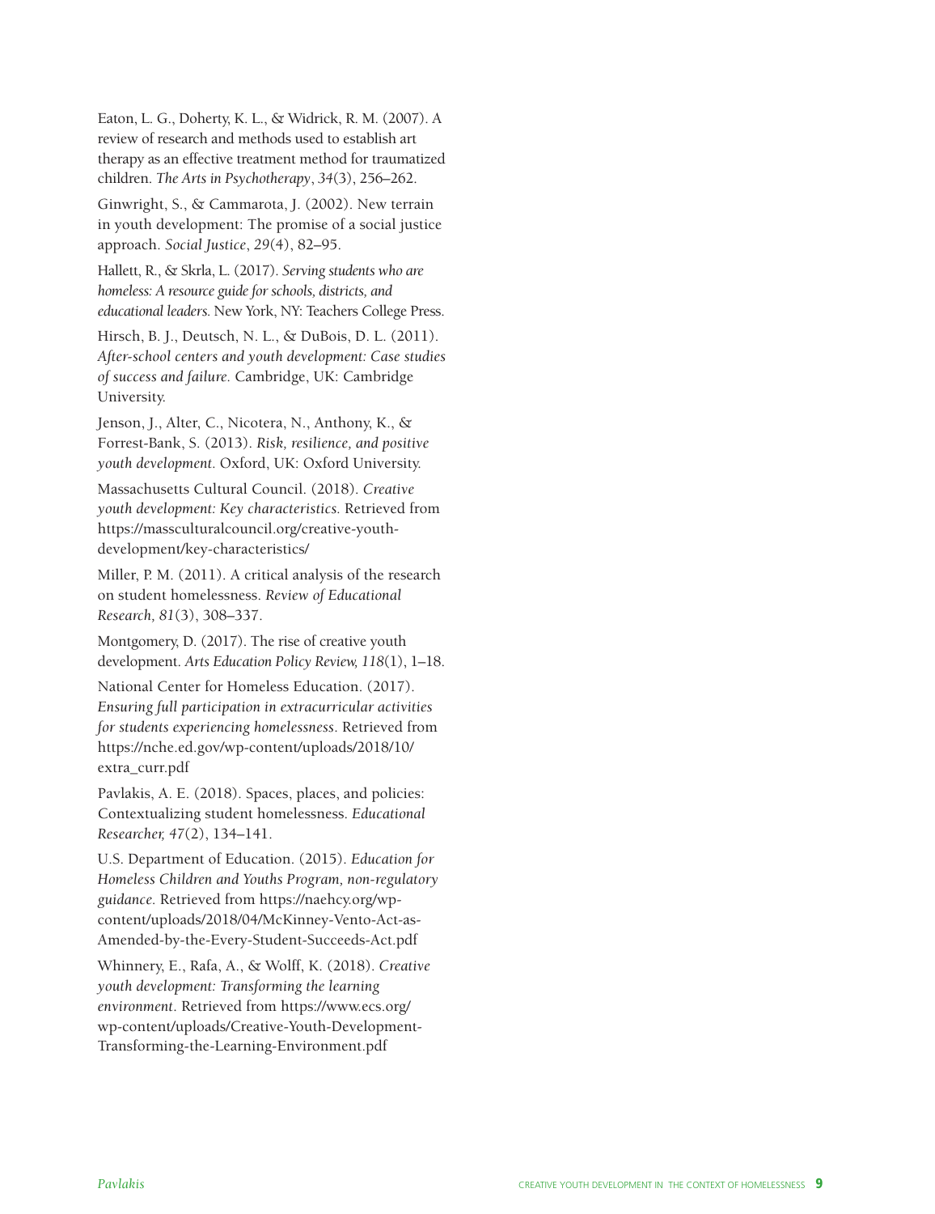Eaton, L. G., Doherty, K. L., & Widrick, R. M. (2007). A review of research and methods used to establish art therapy as an effective treatment method for traumatized children. *The Arts in Psychotherapy*, *34*(3), 256–262.

Ginwright, S., & Cammarota, J. (2002). New terrain in youth development: The promise of a social justice approach. *Social Justice*, *29*(4), 82–95.

Hallett, R., & Skrla, L. (2017). *Serving students who are homeless: A resource guide for schools, districts, and educational leaders.* New York, NY: Teachers College Press.

Hirsch, B. J., Deutsch, N. L., & DuBois, D. L. (2011). *After-school centers and youth development: Case studies of success and failure.* Cambridge, UK: Cambridge University.

Jenson, J., Alter, C., Nicotera, N., Anthony, K., & Forrest-Bank, S. (2013). *Risk, resilience, and positive youth development.* Oxford, UK: Oxford University.

Massachusetts Cultural Council. (2018). *Creative youth development: Key characteristics.* Retrieved from https://massculturalcouncil.org/creative-youth-development/key-characteristics/

Miller, P. M. (2011). A critical analysis of the research on student homelessness. *Review of Educational Research, 81*(3), 308–337.

Montgomery, D. (2017). The rise of creative youth development. *Arts Education Policy Review, 118*(1), 1–18.

National Center for Homeless Education. (2017). *Ensuring full participation in extracurricular activities for students experiencing homelessness.* Retrieved from https://nche.ed.gov/wp-content/uploads/2018/10/extra_curr.pdf

Pavlakis, A. E. (2018). Spaces, places, and policies: Contextualizing student homelessness. *Educational Researcher, 47*(2), 134–141.

U.S. Department of Education. (2015). *Education for Homeless Children and Youths Program, non-regulatory guidance.* Retrieved from https://naehcy.org/wp-content/uploads/2018/04/McKinney-Vento-Act-as-Amended-by-the-Every-Student-Succeeds-Act.pdf

Whinnery, E., Rafa, A., & Wolff, K. (2018). *Creative youth development: Transforming the learning environment.* Retrieved from https://www.ecs.org/wp-content/uploads/Creative-Youth-Development-Transforming-the-Learning-Environment.pdf